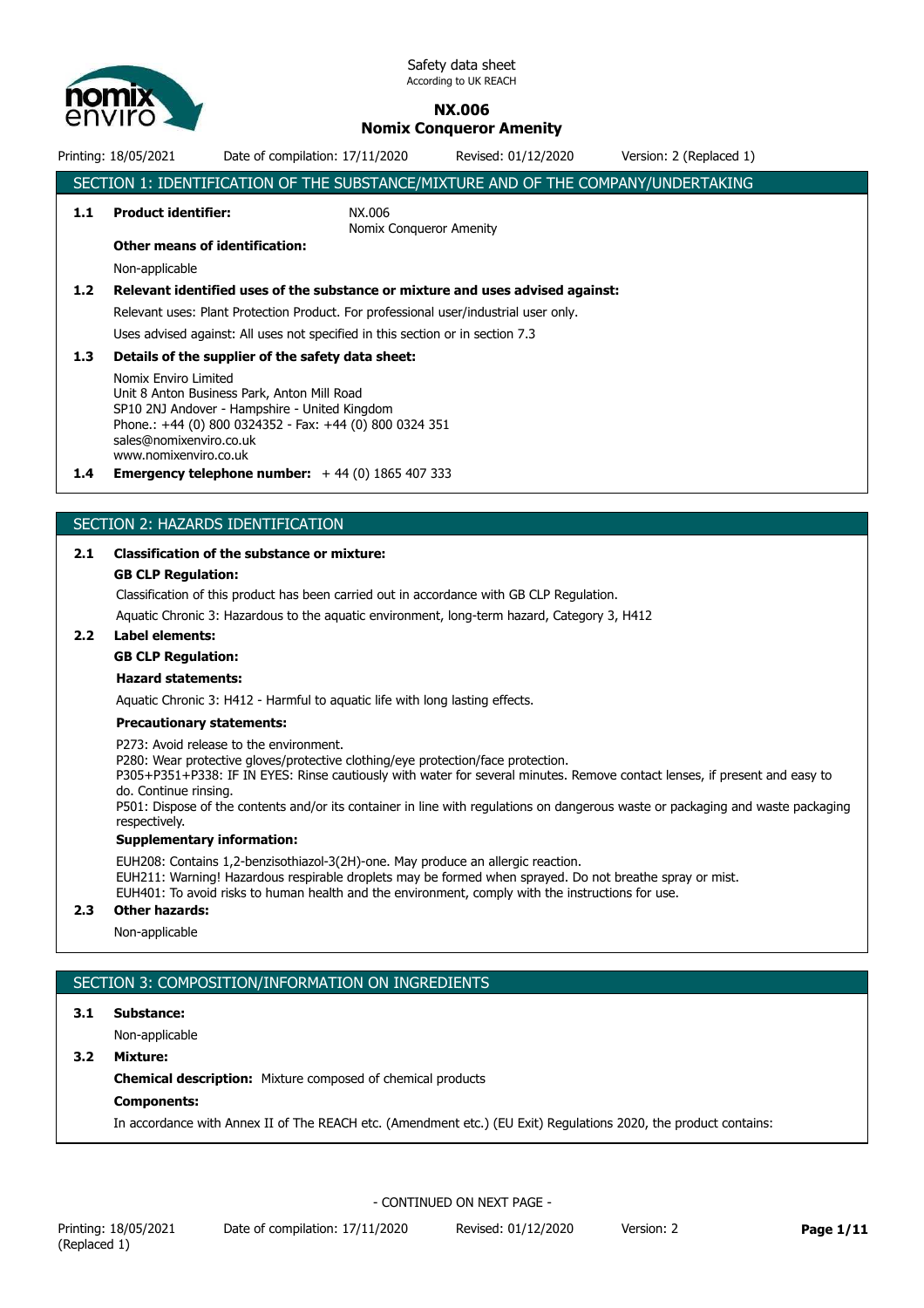Safety data sheet
According to UK REACH

# NX.006
# Nomix Conqueror Amenity

Printing: 18/05/2021 Date of compilation: 17/11/2020 Revised: 01/12/2020 Version: 2 (Replaced 1)

## SECTION 1: IDENTIFICATION OF THE SUBSTANCE/MIXTURE AND OF THE COMPANY/UNDERTAKING

**1.1 Product identifier:** NX.006
Nomix Conqueror Amenity

**Other means of identification:**

Non-applicable

**1.2 Relevant identified uses of the substance or mixture and uses advised against:**

Relevant uses: Plant Protection Product. For professional user/industrial user only.

Uses advised against: All uses not specified in this section or in section 7.3

**1.3 Details of the supplier of the safety data sheet:**

Nomix Enviro Limited
Unit 8 Anton Business Park, Anton Mill Road
SP10 2NJ Andover - Hampshire - United Kingdom
Phone.: +44 (0) 800 0324352 - Fax: +44 (0) 800 0324 351
sales@nomixenviro.co.uk
www.nomixenviro.co.uk

**1.4 Emergency telephone number:** + 44 (0) 1865 407 333

## SECTION 2: HAZARDS IDENTIFICATION

**2.1 Classification of the substance or mixture:**

**GB CLP Regulation:**

Classification of this product has been carried out in accordance with GB CLP Regulation.

Aquatic Chronic 3: Hazardous to the aquatic environment, long-term hazard, Category 3, H412

**2.2 Label elements:**

**GB CLP Regulation:**

**Hazard statements:**

Aquatic Chronic 3: H412 - Harmful to aquatic life with long lasting effects.

**Precautionary statements:**

P273: Avoid release to the environment.
P280: Wear protective gloves/protective clothing/eye protection/face protection.
P305+P351+P338: IF IN EYES: Rinse cautiously with water for several minutes. Remove contact lenses, if present and easy to do. Continue rinsing.
P501: Dispose of the contents and/or its container in line with regulations on dangerous waste or packaging and waste packaging respectively.

**Supplementary information:**

EUH208: Contains 1,2-benzisothiazol-3(2H)-one. May produce an allergic reaction.
EUH211: Warning! Hazardous respirable droplets may be formed when sprayed. Do not breathe spray or mist.
EUH401: To avoid risks to human health and the environment, comply with the instructions for use.

**2.3 Other hazards:**

Non-applicable

## SECTION 3: COMPOSITION/INFORMATION ON INGREDIENTS

**3.1 Substance:**

Non-applicable

**3.2 Mixture:**

**Chemical description:** Mixture composed of chemical products

**Components:**

In accordance with Annex II of The REACH etc. (Amendment etc.) (EU Exit) Regulations 2020, the product contains:

- CONTINUED ON NEXT PAGE -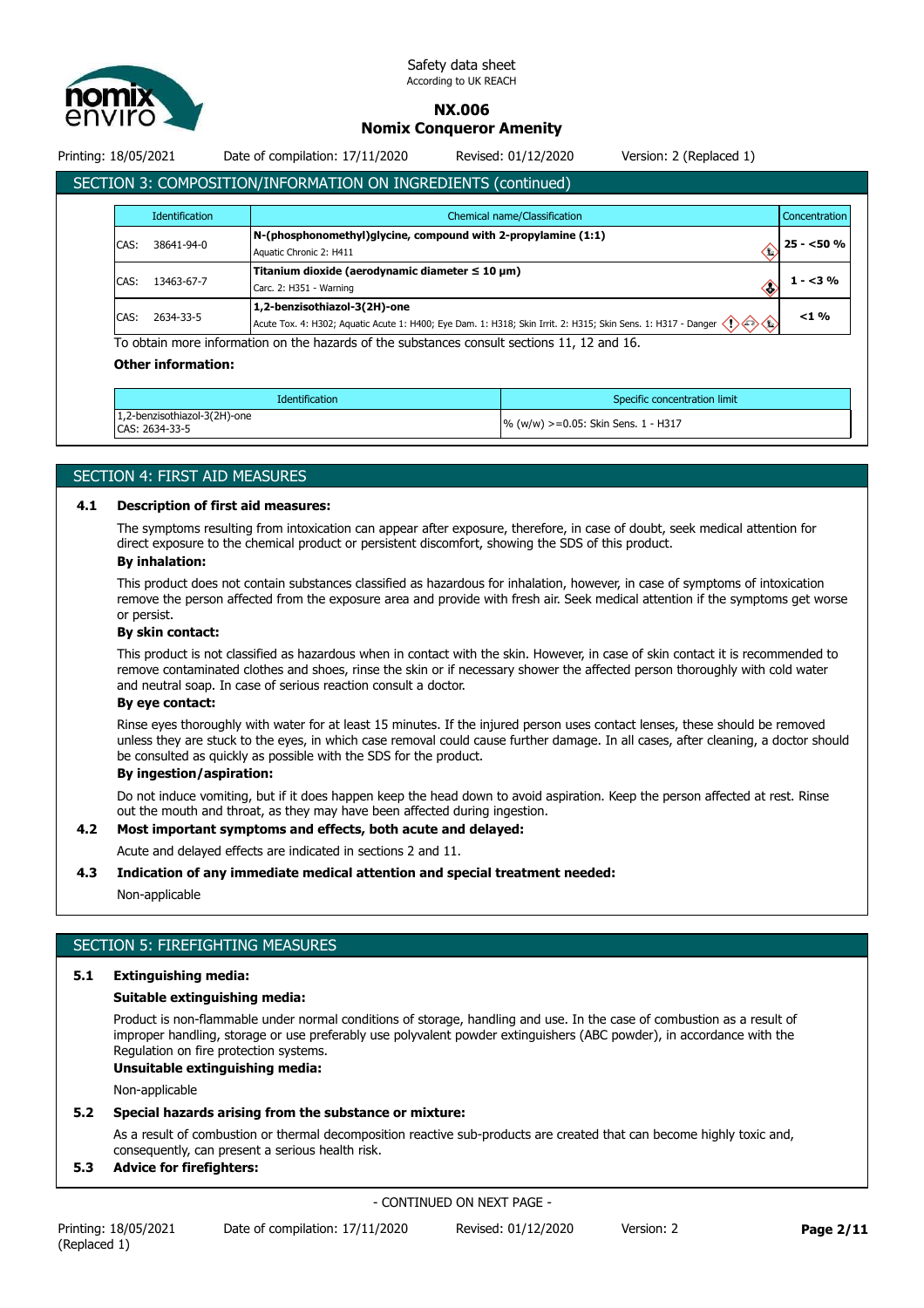## SECTION 3: COMPOSITION/INFORMATION ON INGREDIENTS (continued)

| Identification | | Chemical name/Classification | Concentration |
|---|---|---|---|
| CAS: | 38641-94-0 | **N-(phosphonomethyl)glycine, compound with 2-propylamine (1:1)**<br>Aquatic Chronic 2: H411 | 25 - <50 % |
| CAS: | 13463-67-7 | **Titanium dioxide (aerodynamic diameter ≤ 10 µm)**<br>Carc. 2: H351 - Warning | 1 - <3 % |
| CAS: | 2634-33-5 | **1,2-benzisothiazol-3(2H)-one**<br>Acute Tox. 4: H302; Aquatic Acute 1: H400; Eye Dam. 1: H318; Skin Irrit. 2: H315; Skin Sens. 1: H317 - Danger | <1 % |

To obtain more information on the hazards of the substances consult sections 11, 12 and 16.

**Other information:**

| Identification | Specific concentration limit |
|---|---|
| 1,2-benzisothiazol-3(2H)-one<br>CAS: 2634-33-5 | % (w/w) >=0.05: Skin Sens. 1 - H317 |

## SECTION 4: FIRST AID MEASURES

### 4.1 Description of first aid measures:

The symptoms resulting from intoxication can appear after exposure, therefore, in case of doubt, seek medical attention for direct exposure to the chemical product or persistent discomfort, showing the SDS of this product.

**By inhalation:**

This product does not contain substances classified as hazardous for inhalation, however, in case of symptoms of intoxication remove the person affected from the exposure area and provide with fresh air. Seek medical attention if the symptoms get worse or persist.

**By skin contact:**

This product is not classified as hazardous when in contact with the skin. However, in case of skin contact it is recommended to remove contaminated clothes and shoes, rinse the skin or if necessary shower the affected person thoroughly with cold water and neutral soap. In case of serious reaction consult a doctor.

**By eye contact:**

Rinse eyes thoroughly with water for at least 15 minutes. If the injured person uses contact lenses, these should be removed unless they are stuck to the eyes, in which case removal could cause further damage. In all cases, after cleaning, a doctor should be consulted as quickly as possible with the SDS for the product.

**By ingestion/aspiration:**

Do not induce vomiting, but if it does happen keep the head down to avoid aspiration. Keep the person affected at rest. Rinse out the mouth and throat, as they may have been affected during ingestion.

### 4.2 Most important symptoms and effects, both acute and delayed:

Acute and delayed effects are indicated in sections 2 and 11.

### 4.3 Indication of any immediate medical attention and special treatment needed:

Non-applicable

## SECTION 5: FIREFIGHTING MEASURES

### 5.1 Extinguishing media:

**Suitable extinguishing media:**

Product is non-flammable under normal conditions of storage, handling and use. In the case of combustion as a result of improper handling, storage or use preferably use polyvalent powder extinguishers (ABC powder), in accordance with the Regulation on fire protection systems.

**Unsuitable extinguishing media:**

Non-applicable

### 5.2 Special hazards arising from the substance or mixture:

As a result of combustion or thermal decomposition reactive sub-products are created that can become highly toxic and, consequently, can present a serious health risk.

### 5.3 Advice for firefighters:

- CONTINUED ON NEXT PAGE -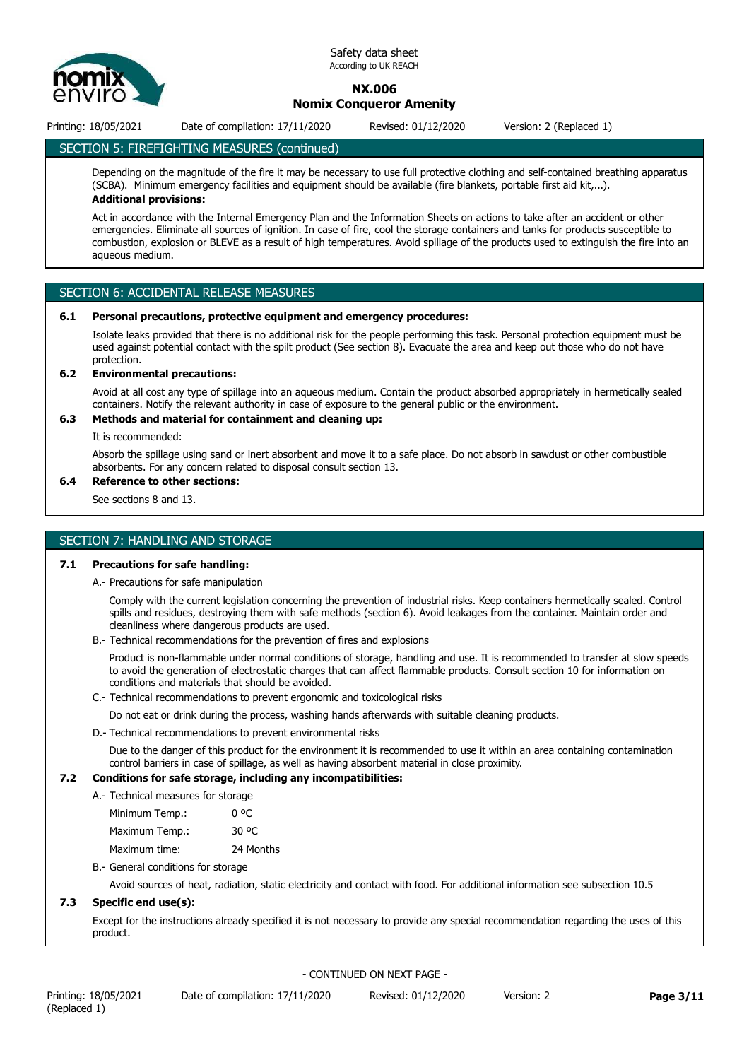## SECTION 5: FIREFIGHTING MEASURES (continued)

Depending on the magnitude of the fire it may be necessary to use full protective clothing and self-contained breathing apparatus (SCBA). Minimum emergency facilities and equipment should be available (fire blankets, portable first aid kit,...).

**Additional provisions:**

Act in accordance with the Internal Emergency Plan and the Information Sheets on actions to take after an accident or other emergencies. Eliminate all sources of ignition. In case of fire, cool the storage containers and tanks for products susceptible to combustion, explosion or BLEVE as a result of high temperatures. Avoid spillage of the products used to extinguish the fire into an aqueous medium.

## SECTION 6: ACCIDENTAL RELEASE MEASURES

### 6.1 Personal precautions, protective equipment and emergency procedures:

Isolate leaks provided that there is no additional risk for the people performing this task. Personal protection equipment must be used against potential contact with the spilt product (See section 8). Evacuate the area and keep out those who do not have protection.

### 6.2 Environmental precautions:

Avoid at all cost any type of spillage into an aqueous medium. Contain the product absorbed appropriately in hermetically sealed containers. Notify the relevant authority in case of exposure to the general public or the environment.

### 6.3 Methods and material for containment and cleaning up:

It is recommended:

Absorb the spillage using sand or inert absorbent and move it to a safe place. Do not absorb in sawdust or other combustible absorbents. For any concern related to disposal consult section 13.

### 6.4 Reference to other sections:

See sections 8 and 13.

## SECTION 7: HANDLING AND STORAGE

### 7.1 Precautions for safe handling:

A.- Precautions for safe manipulation

Comply with the current legislation concerning the prevention of industrial risks. Keep containers hermetically sealed. Control spills and residues, destroying them with safe methods (section 6). Avoid leakages from the container. Maintain order and cleanliness where dangerous products are used.

B.- Technical recommendations for the prevention of fires and explosions

Product is non-flammable under normal conditions of storage, handling and use. It is recommended to transfer at slow speeds to avoid the generation of electrostatic charges that can affect flammable products. Consult section 10 for information on conditions and materials that should be avoided.

C.- Technical recommendations to prevent ergonomic and toxicological risks

Do not eat or drink during the process, washing hands afterwards with suitable cleaning products.

D.- Technical recommendations to prevent environmental risks

Due to the danger of this product for the environment it is recommended to use it within an area containing contamination control barriers in case of spillage, as well as having absorbent material in close proximity.

### 7.2 Conditions for safe storage, including any incompatibilities:

A.- Technical measures for storage

| | |
|---|---|
| Minimum Temp.: | 0 ºC |
| Maximum Temp.: | 30 ºC |
| Maximum time: | 24 Months |

B.- General conditions for storage

Avoid sources of heat, radiation, static electricity and contact with food. For additional information see subsection 10.5

### 7.3 Specific end use(s):

Except for the instructions already specified it is not necessary to provide any special recommendation regarding the uses of this product.

- CONTINUED ON NEXT PAGE -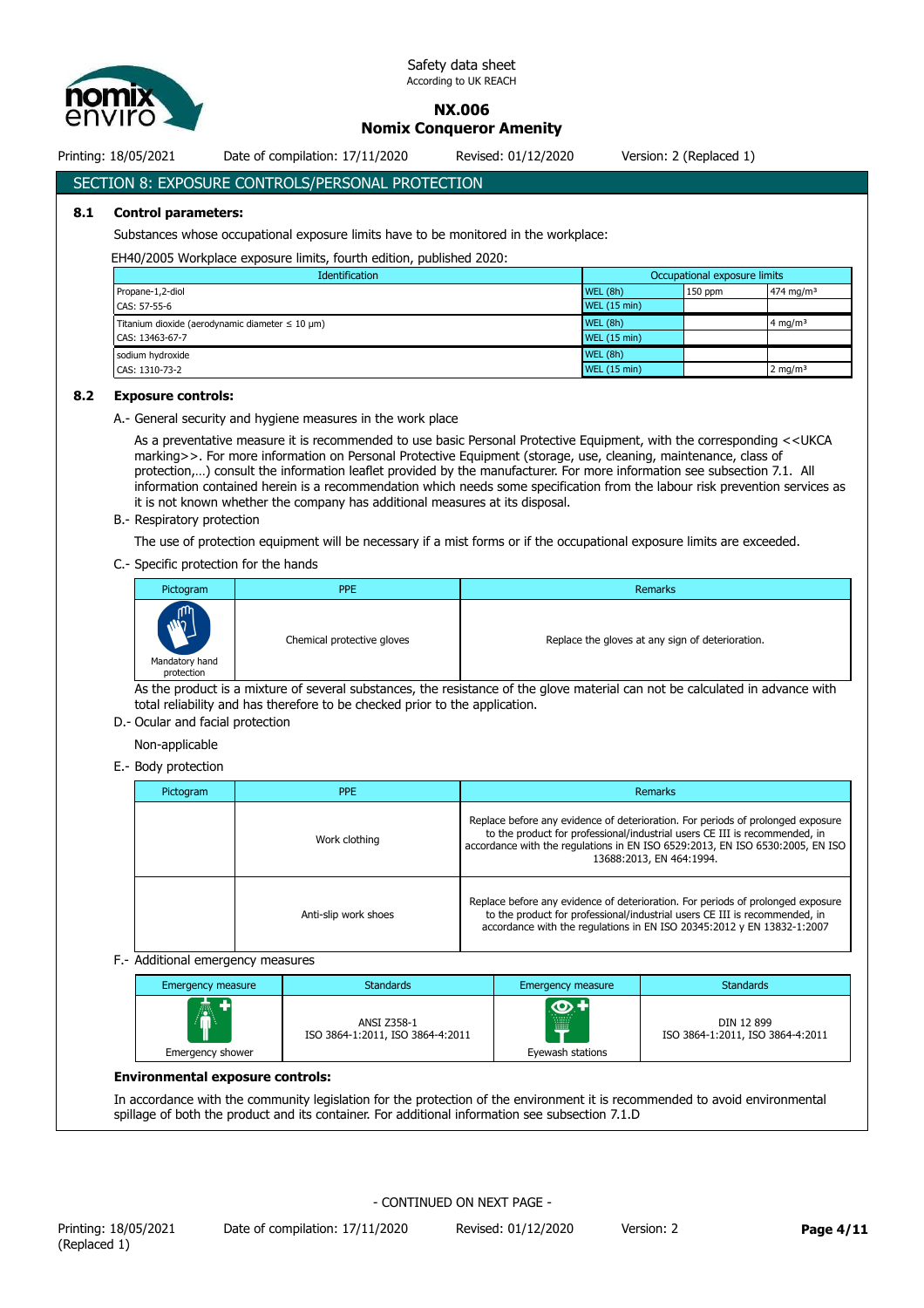## SECTION 8: EXPOSURE CONTROLS/PERSONAL PROTECTION

### 8.1 Control parameters:

Substances whose occupational exposure limits have to be monitored in the workplace:

EH40/2005 Workplace exposure limits, fourth edition, published 2020:

| Identification | Occupational exposure limits | | |
|---|---|---|---|
| Propane-1,2-diol | WEL (8h) | 150 ppm | 474 mg/m³ |
| CAS: 57-55-6 | WEL (15 min) | | |
| Titanium dioxide (aerodynamic diameter ≤ 10 µm) | WEL (8h) | | 4 mg/m³ |
| CAS: 13463-67-7 | WEL (15 min) | | |
| sodium hydroxide | WEL (8h) | | |
| CAS: 1310-73-2 | WEL (15 min) | | 2 mg/m³ |

### 8.2 Exposure controls:

A.- General security and hygiene measures in the work place

As a preventative measure it is recommended to use basic Personal Protective Equipment, with the corresponding <<UKCA marking>>. For more information on Personal Protective Equipment (storage, use, cleaning, maintenance, class of protection,…) consult the information leaflet provided by the manufacturer. For more information see subsection 7.1. All information contained herein is a recommendation which needs some specification from the labour risk prevention services as it is not known whether the company has additional measures at its disposal.

B.- Respiratory protection

The use of protection equipment will be necessary if a mist forms or if the occupational exposure limits are exceeded.

C.- Specific protection for the hands

| Pictogram | PPE | Remarks |
|---|---|---|
| Mandatory hand protection | Chemical protective gloves | Replace the gloves at any sign of deterioration. |

As the product is a mixture of several substances, the resistance of the glove material can not be calculated in advance with total reliability and has therefore to be checked prior to the application.

D.- Ocular and facial protection

Non-applicable

E.- Body protection

| Pictogram | PPE | Remarks |
|---|---|---|
| | Work clothing | Replace before any evidence of deterioration. For periods of prolonged exposure to the product for professional/industrial users CE III is recommended, in accordance with the regulations in EN ISO 6529:2013, EN ISO 6530:2005, EN ISO 13688:2013, EN 464:1994. |
| | Anti-slip work shoes | Replace before any evidence of deterioration. For periods of prolonged exposure to the product for professional/industrial users CE III is recommended, in accordance with the regulations in EN ISO 20345:2012 y EN 13832-1:2007 |

F.- Additional emergency measures

| Emergency measure | Standards | Emergency measure | Standards |
|---|---|---|---|
| Emergency shower | ANSI Z358-1<br>ISO 3864-1:2011, ISO 3864-4:2011 | Eyewash stations | DIN 12 899<br>ISO 3864-1:2011, ISO 3864-4:2011 |

**Environmental exposure controls:**

In accordance with the community legislation for the protection of the environment it is recommended to avoid environmental spillage of both the product and its container. For additional information see subsection 7.1.D

- CONTINUED ON NEXT PAGE -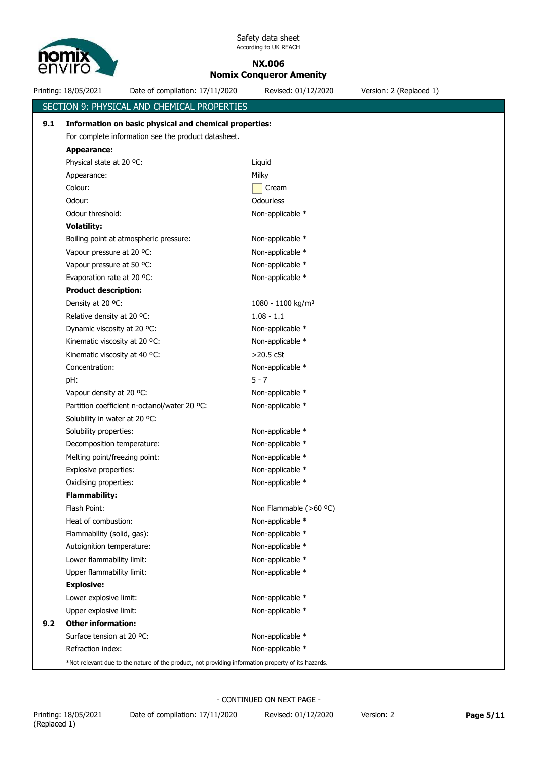## SECTION 9: PHYSICAL AND CHEMICAL PROPERTIES

### 9.1 Information on basic physical and chemical properties:

For complete information see the product datasheet.

**Appearance:**

| | |
|---|---|
| Physical state at 20 ºC: | Liquid |
| Appearance: | Milky |
| Colour: | Cream |
| Odour: | Odourless |
| Odour threshold: | Non-applicable * |

**Volatility:**

| | |
|---|---|
| Boiling point at atmospheric pressure: | Non-applicable * |
| Vapour pressure at 20 ºC: | Non-applicable * |
| Vapour pressure at 50 ºC: | Non-applicable * |
| Evaporation rate at 20 ºC: | Non-applicable * |

**Product description:**

| | |
|---|---|
| Density at 20 ºC: | 1080 - 1100 kg/m³ |
| Relative density at 20 ºC: | 1.08 - 1.1 |
| Dynamic viscosity at 20 ºC: | Non-applicable * |
| Kinematic viscosity at 20 ºC: | Non-applicable * |
| Kinematic viscosity at 40 ºC: | >20.5 cSt |
| Concentration: | Non-applicable * |
| pH: | 5 - 7 |
| Vapour density at 20 ºC: | Non-applicable * |
| Partition coefficient n-octanol/water 20 ºC: | Non-applicable * |
| Solubility in water at 20 ºC: | |
| Solubility properties: | Non-applicable * |
| Decomposition temperature: | Non-applicable * |
| Melting point/freezing point: | Non-applicable * |
| Explosive properties: | Non-applicable * |
| Oxidising properties: | Non-applicable * |

**Flammability:**

| | |
|---|---|
| Flash Point: | Non Flammable (>60 ºC) |
| Heat of combustion: | Non-applicable * |
| Flammability (solid, gas): | Non-applicable * |
| Autoignition temperature: | Non-applicable * |
| Lower flammability limit: | Non-applicable * |
| Upper flammability limit: | Non-applicable * |

**Explosive:**

| | |
|---|---|
| Lower explosive limit: | Non-applicable * |
| Upper explosive limit: | Non-applicable * |

### 9.2 Other information:

| | |
|---|---|
| Surface tension at 20 ºC: | Non-applicable * |
| Refraction index: | Non-applicable * |

*Not relevant due to the nature of the product, not providing information property of its hazards.

- CONTINUED ON NEXT PAGE -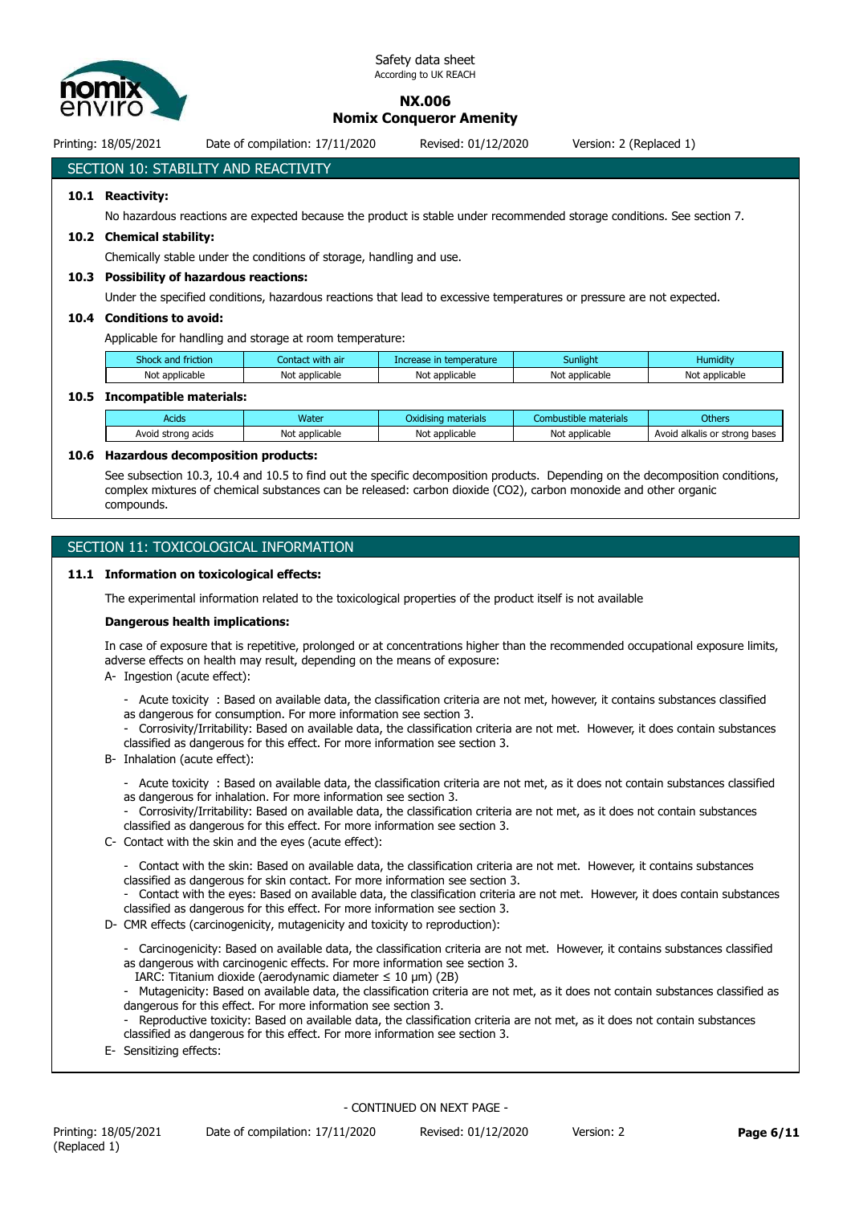## SECTION 10: STABILITY AND REACTIVITY

### 10.1 Reactivity:

No hazardous reactions are expected because the product is stable under recommended storage conditions. See section 7.

### 10.2 Chemical stability:

Chemically stable under the conditions of storage, handling and use.

### 10.3 Possibility of hazardous reactions:

Under the specified conditions, hazardous reactions that lead to excessive temperatures or pressure are not expected.

### 10.4 Conditions to avoid:

Applicable for handling and storage at room temperature:

| Shock and friction | Contact with air | Increase in temperature | Sunlight | Humidity |
|---|---|---|---|---|
| Not applicable | Not applicable | Not applicable | Not applicable | Not applicable |

### 10.5 Incompatible materials:

| Acids | Water | Oxidising materials | Combustible materials | Others |
|---|---|---|---|---|
| Avoid strong acids | Not applicable | Not applicable | Not applicable | Avoid alkalis or strong bases |

### 10.6 Hazardous decomposition products:

See subsection 10.3, 10.4 and 10.5 to find out the specific decomposition products. Depending on the decomposition conditions, complex mixtures of chemical substances can be released: carbon dioxide ($CO_2$), carbon monoxide and other organic compounds.

## SECTION 11: TOXICOLOGICAL INFORMATION

### 11.1 Information on toxicological effects:

The experimental information related to the toxicological properties of the product itself is not available

**Dangerous health implications:**

In case of exposure that is repetitive, prolonged or at concentrations higher than the recommended occupational exposure limits, adverse effects on health may result, depending on the means of exposure:

A- Ingestion (acute effect):

- Acute toxicity : Based on available data, the classification criteria are not met, however, it contains substances classified as dangerous for consumption. For more information see section 3.
- Corrosivity/Irritability: Based on available data, the classification criteria are not met. However, it does contain substances classified as dangerous for this effect. For more information see section 3.

B- Inhalation (acute effect):

- Acute toxicity : Based on available data, the classification criteria are not met, as it does not contain substances classified as dangerous for inhalation. For more information see section 3.
- Corrosivity/Irritability: Based on available data, the classification criteria are not met, as it does not contain substances classified as dangerous for this effect. For more information see section 3.

C- Contact with the skin and the eyes (acute effect):

- Contact with the skin: Based on available data, the classification criteria are not met. However, it contains substances classified as dangerous for skin contact. For more information see section 3.
- Contact with the eyes: Based on available data, the classification criteria are not met. However, it does contain substances classified as dangerous for this effect. For more information see section 3.

D- CMR effects (carcinogenicity, mutagenicity and toxicity to reproduction):

- Carcinogenicity: Based on available data, the classification criteria are not met. However, it contains substances classified as dangerous with carcinogenic effects. For more information see section 3.
  IARC: Titanium dioxide (aerodynamic diameter ≤ 10 µm) (2B)
- Mutagenicity: Based on available data, the classification criteria are not met, as it does not contain substances classified as dangerous for this effect. For more information see section 3.
- Reproductive toxicity: Based on available data, the classification criteria are not met, as it does not contain substances classified as dangerous for this effect. For more information see section 3.

E- Sensitizing effects: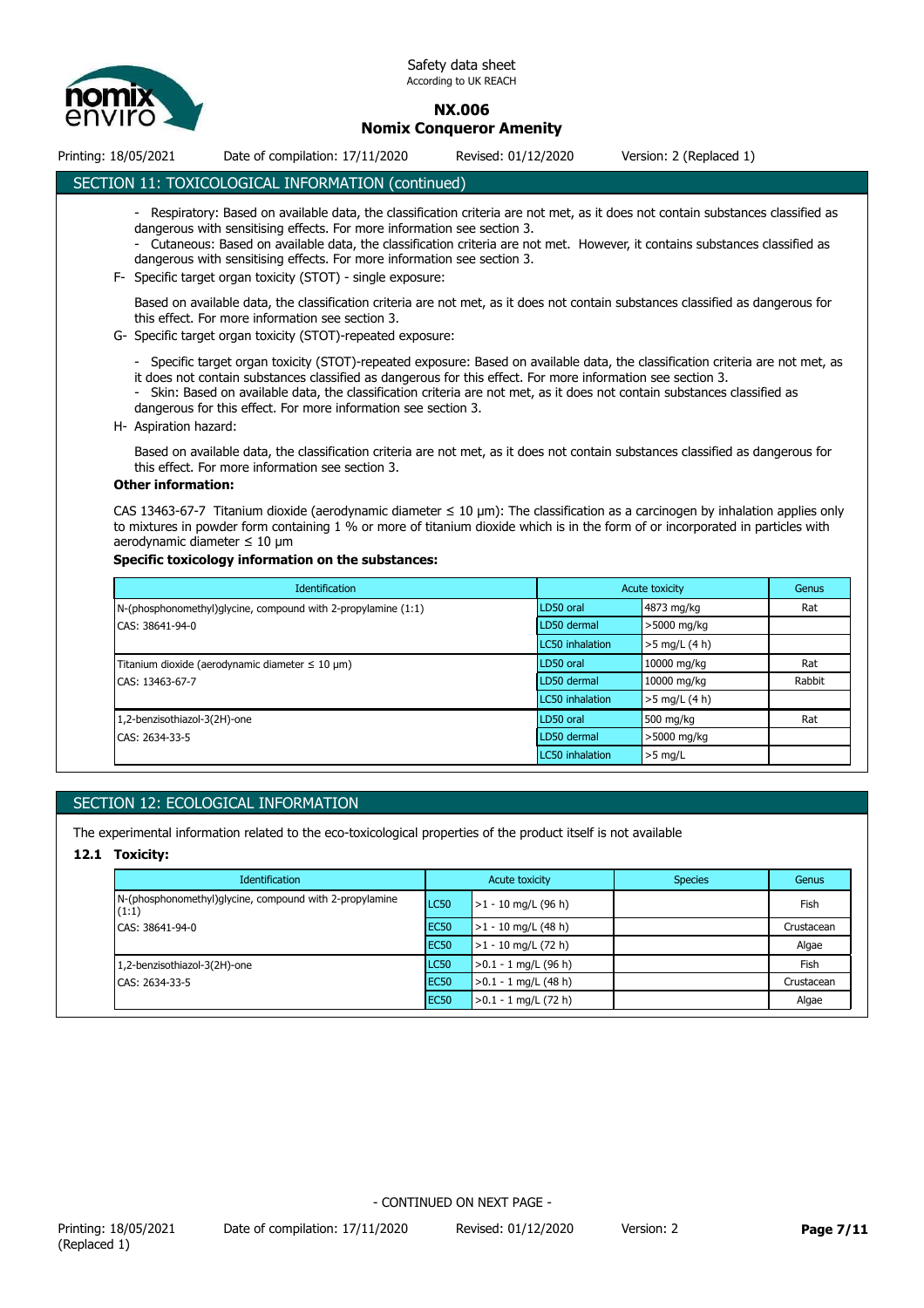## SECTION 11: TOXICOLOGICAL INFORMATION (continued)

- Respiratory: Based on available data, the classification criteria are not met, as it does not contain substances classified as dangerous with sensitising effects. For more information see section 3.
- Cutaneous: Based on available data, the classification criteria are not met. However, it contains substances classified as dangerous with sensitising effects. For more information see section 3.

F- Specific target organ toxicity (STOT) - single exposure:

Based on available data, the classification criteria are not met, as it does not contain substances classified as dangerous for this effect. For more information see section 3.

G- Specific target organ toxicity (STOT)-repeated exposure:

- Specific target organ toxicity (STOT)-repeated exposure: Based on available data, the classification criteria are not met, as it does not contain substances classified as dangerous for this effect. For more information see section 3.
- Skin: Based on available data, the classification criteria are not met, as it does not contain substances classified as dangerous for this effect. For more information see section 3.

H- Aspiration hazard:

Based on available data, the classification criteria are not met, as it does not contain substances classified as dangerous for this effect. For more information see section 3.

**Other information:**

CAS 13463-67-7 Titanium dioxide (aerodynamic diameter ≤ 10 µm): The classification as a carcinogen by inhalation applies only to mixtures in powder form containing 1 % or more of titanium dioxide which is in the form of or incorporated in particles with aerodynamic diameter ≤ 10 µm

**Specific toxicology information on the substances:**

| Identification | Acute toxicity | | Genus |
|---|---|---|---|
| N-(phosphonomethyl)glycine, compound with 2-propylamine (1:1) | LD50 oral | 4873 mg/kg | Rat |
| CAS: 38641-94-0 | LD50 dermal | >5000 mg/kg | |
| | LC50 inhalation | >5 mg/L (4 h) | |
| Titanium dioxide (aerodynamic diameter ≤ 10 µm) | LD50 oral | 10000 mg/kg | Rat |
| CAS: 13463-67-7 | LD50 dermal | 10000 mg/kg | Rabbit |
| | LC50 inhalation | >5 mg/L (4 h) | |
| 1,2-benzisothiazol-3(2H)-one | LD50 oral | 500 mg/kg | Rat |
| CAS: 2634-33-5 | LD50 dermal | >5000 mg/kg | |
| | LC50 inhalation | >5 mg/L | |

## SECTION 12: ECOLOGICAL INFORMATION

The experimental information related to the eco-toxicological properties of the product itself is not available

### 12.1 Toxicity:

| Identification | Acute toxicity | | Species | Genus |
|---|---|---|---|---|
| N-(phosphonomethyl)glycine, compound with 2-propylamine (1:1) | LC50 | >1 - 10 mg/L (96 h) | | Fish |
| CAS: 38641-94-0 | EC50 | >1 - 10 mg/L (48 h) | | Crustacean |
| | EC50 | >1 - 10 mg/L (72 h) | | Algae |
| 1,2-benzisothiazol-3(2H)-one | LC50 | >0.1 - 1 mg/L (96 h) | | Fish |
| CAS: 2634-33-5 | EC50 | >0.1 - 1 mg/L (48 h) | | Crustacean |
| | EC50 | >0.1 - 1 mg/L (72 h) | | Algae |

- CONTINUED ON NEXT PAGE -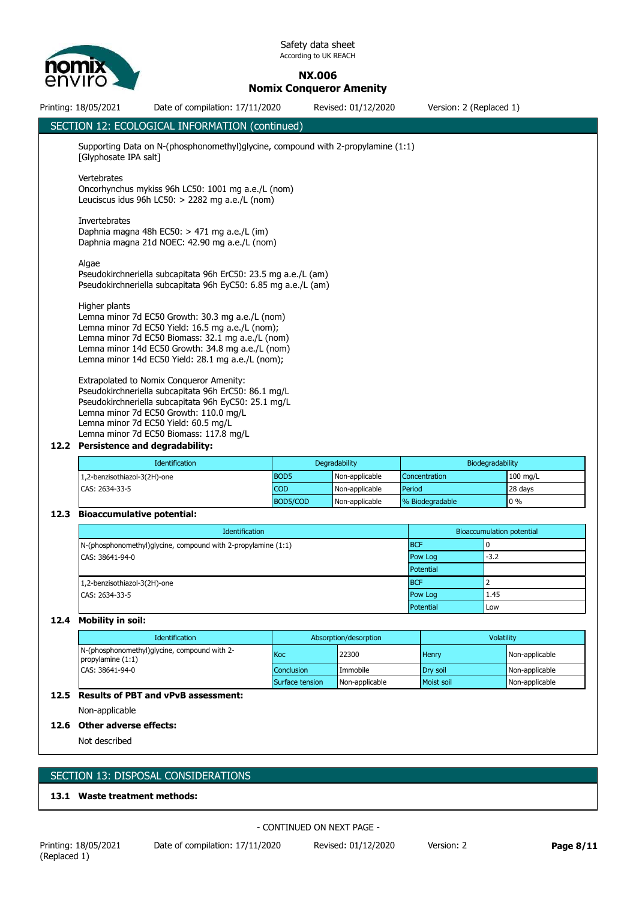## SECTION 12: ECOLOGICAL INFORMATION (continued)

Supporting Data on N-(phosphonomethyl)glycine, compound with 2-propylamine (1:1) [Glyphosate IPA salt]

Vertebrates
Oncorhynchus mykiss 96h LC50: 1001 mg a.e./L (nom)
Leuciscus idus 96h LC50: > 2282 mg a.e./L (nom)

Invertebrates
Daphnia magna 48h EC50: > 471 mg a.e./L (im)
Daphnia magna 21d NOEC: 42.90 mg a.e./L (nom)

Algae
Pseudokirchneriella subcapitata 96h ErC50: 23.5 mg a.e./L (am)
Pseudokirchneriella subcapitata 96h EyC50: 6.85 mg a.e./L (am)

Higher plants
Lemna minor 7d EC50 Growth: 30.3 mg a.e./L (nom)
Lemna minor 7d EC50 Yield: 16.5 mg a.e./L (nom);
Lemna minor 7d EC50 Biomass: 32.1 mg a.e./L (nom)
Lemna minor 14d EC50 Growth: 34.8 mg a.e./L (nom)
Lemna minor 14d EC50 Yield: 28.1 mg a.e./L (nom);

Extrapolated to Nomix Conqueror Amenity:
Pseudokirchneriella subcapitata 96h ErC50: 86.1 mg/L
Pseudokirchneriella subcapitata 96h EyC50: 25.1 mg/L
Lemna minor 7d EC50 Growth: 110.0 mg/L
Lemna minor 7d EC50 Yield: 60.5 mg/L
Lemna minor 7d EC50 Biomass: 117.8 mg/L

### 12.2 Persistence and degradability:

| Identification | Degradability | | Biodegradability | |
|---|---|---|---|---|
| 1,2-benzisothiazol-3(2H)-one | BOD5 | Non-applicable | Concentration | 100 mg/L |
| CAS: 2634-33-5 | COD | Non-applicable | Period | 28 days |
| | BOD5/COD | Non-applicable | % Biodegradable | 0 % |

### 12.3 Bioaccumulative potential:

| Identification | Bioaccumulation potential | |
|---|---|---|
| N-(phosphonomethyl)glycine, compound with 2-propylamine (1:1) | BCF | 0 |
| CAS: 38641-94-0 | Pow Log | -3.2 |
| | Potential | |
| 1,2-benzisothiazol-3(2H)-one | BCF | 2 |
| CAS: 2634-33-5 | Pow Log | 1.45 |
| | Potential | Low |

### 12.4 Mobility in soil:

| Identification | Absorption/desorption | | Volatility | |
|---|---|---|---|---|
| N-(phosphonomethyl)glycine, compound with 2-propylamine (1:1) | Koc | 22300 | Henry | Non-applicable |
| CAS: 38641-94-0 | Conclusion | Immobile | Dry soil | Non-applicable |
| | Surface tension | Non-applicable | Moist soil | Non-applicable |

### 12.5 Results of PBT and vPvB assessment:

Non-applicable

### 12.6 Other adverse effects:

Not described

## SECTION 13: DISPOSAL CONSIDERATIONS

### 13.1 Waste treatment methods:

- CONTINUED ON NEXT PAGE -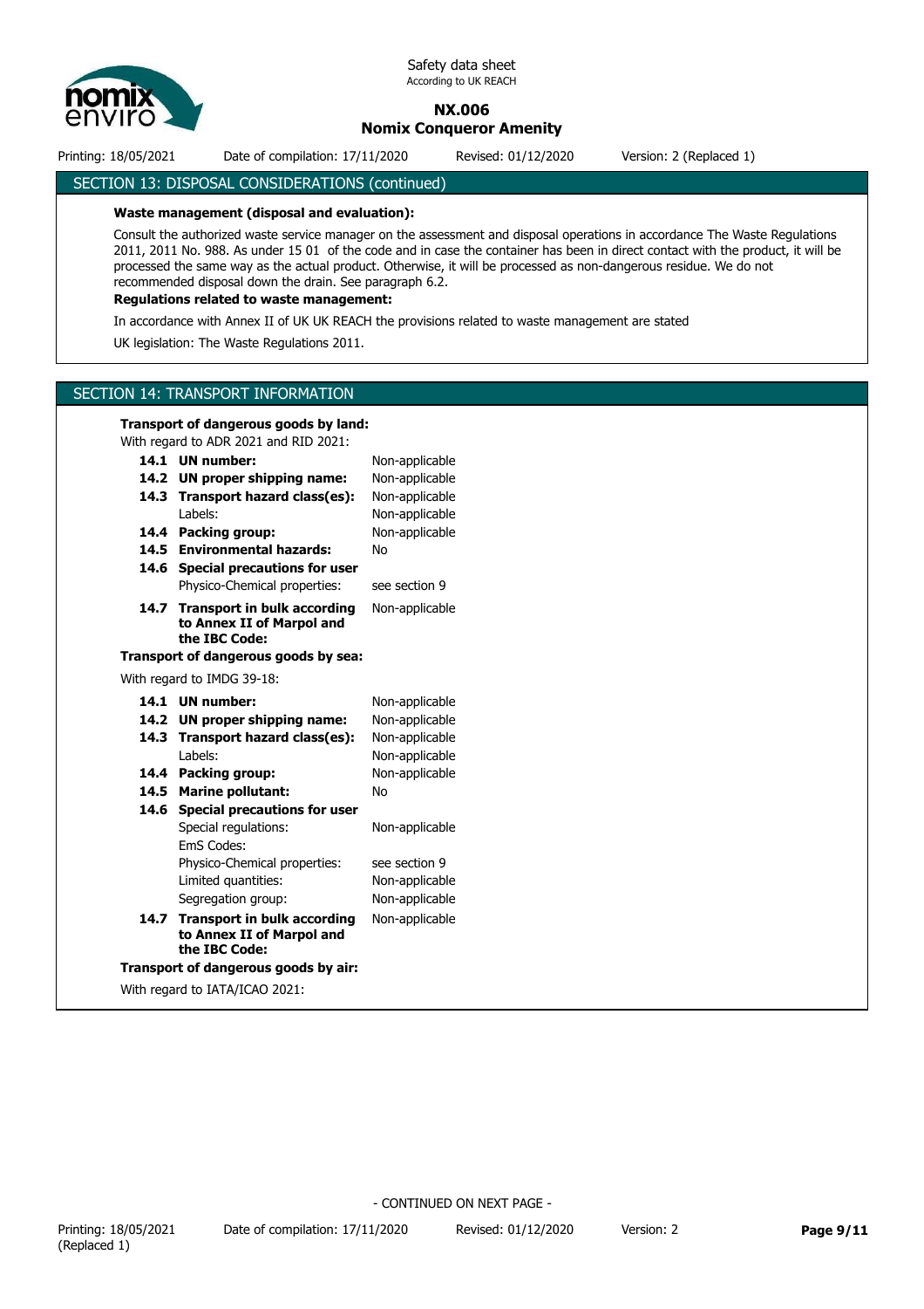## SECTION 13: DISPOSAL CONSIDERATIONS (continued)

**Waste management (disposal and evaluation):**

Consult the authorized waste service manager on the assessment and disposal operations in accordance The Waste Regulations 2011, 2011 No. 988. As under 15 01 of the code and in case the container has been in direct contact with the product, it will be processed the same way as the actual product. Otherwise, it will be processed as non-dangerous residue. We do not recommended disposal down the drain. See paragraph 6.2.

**Regulations related to waste management:**

In accordance with Annex II of UK UK REACH the provisions related to waste management are stated

UK legislation: The Waste Regulations 2011.

## SECTION 14: TRANSPORT INFORMATION

**Transport of dangerous goods by land:**

With regard to ADR 2021 and RID 2021:

| | |
|---|---|
| **14.1 UN number:** | Non-applicable |
| **14.2 UN proper shipping name:** | Non-applicable |
| **14.3 Transport hazard class(es):** | Non-applicable |
| Labels: | Non-applicable |
| **14.4 Packing group:** | Non-applicable |
| **14.5 Environmental hazards:** | No |
| **14.6 Special precautions for user** | |
| Physico-Chemical properties: | see section 9 |
| **14.7 Transport in bulk according to Annex II of Marpol and the IBC Code:** | Non-applicable |

**Transport of dangerous goods by sea:**

With regard to IMDG 39-18:

| | |
|---|---|
| **14.1 UN number:** | Non-applicable |
| **14.2 UN proper shipping name:** | Non-applicable |
| **14.3 Transport hazard class(es):** | Non-applicable |
| Labels: | Non-applicable |
| **14.4 Packing group:** | Non-applicable |
| **14.5 Marine pollutant:** | No |
| **14.6 Special precautions for user** | |
| Special regulations: | Non-applicable |
| EmS Codes: | |
| Physico-Chemical properties: | see section 9 |
| Limited quantities: | Non-applicable |
| Segregation group: | Non-applicable |
| **14.7 Transport in bulk according to Annex II of Marpol and the IBC Code:** | Non-applicable |

**Transport of dangerous goods by air:**

With regard to IATA/ICAO 2021:

- CONTINUED ON NEXT PAGE -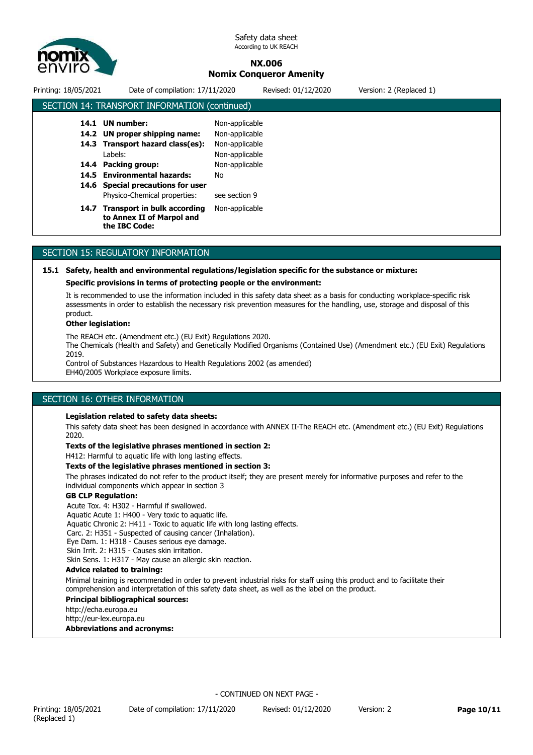## SECTION 14: TRANSPORT INFORMATION (continued)

| | |
|---|---|
| **14.1 UN number:** | Non-applicable |
| **14.2 UN proper shipping name:** | Non-applicable |
| **14.3 Transport hazard class(es):** | Non-applicable |
| Labels: | Non-applicable |
| **14.4 Packing group:** | Non-applicable |
| **14.5 Environmental hazards:** | No |
| **14.6 Special precautions for user** | |
| Physico-Chemical properties: | see section 9 |
| **14.7 Transport in bulk according to Annex II of Marpol and the IBC Code:** | Non-applicable |

## SECTION 15: REGULATORY INFORMATION

**15.1 Safety, health and environmental regulations/legislation specific for the substance or mixture:**

**Specific provisions in terms of protecting people or the environment:**

It is recommended to use the information included in this safety data sheet as a basis for conducting workplace-specific risk assessments in order to establish the necessary risk prevention measures for the handling, use, storage and disposal of this product.

**Other legislation:**

The REACH etc. (Amendment etc.) (EU Exit) Regulations 2020.
The Chemicals (Health and Safety) and Genetically Modified Organisms (Contained Use) (Amendment etc.) (EU Exit) Regulations 2019.
Control of Substances Hazardous to Health Regulations 2002 (as amended)
EH40/2005 Workplace exposure limits.

## SECTION 16: OTHER INFORMATION

**Legislation related to safety data sheets:**

This safety data sheet has been designed in accordance with ANNEX II-The REACH etc. (Amendment etc.) (EU Exit) Regulations 2020.

**Texts of the legislative phrases mentioned in section 2:**

H412: Harmful to aquatic life with long lasting effects.

**Texts of the legislative phrases mentioned in section 3:**

The phrases indicated do not refer to the product itself; they are present merely for informative purposes and refer to the individual components which appear in section 3

**GB CLP Regulation:**

Acute Tox. 4: H302 - Harmful if swallowed.
Aquatic Acute 1: H400 - Very toxic to aquatic life.
Aquatic Chronic 2: H411 - Toxic to aquatic life with long lasting effects.
Carc. 2: H351 - Suspected of causing cancer (Inhalation).
Eye Dam. 1: H318 - Causes serious eye damage.
Skin Irrit. 2: H315 - Causes skin irritation.
Skin Sens. 1: H317 - May cause an allergic skin reaction.

**Advice related to training:**

Minimal training is recommended in order to prevent industrial risks for staff using this product and to facilitate their comprehension and interpretation of this safety data sheet, as well as the label on the product.

**Principal bibliographical sources:**

http://echa.europa.eu
http://eur-lex.europa.eu

**Abbreviations and acronyms:**

- CONTINUED ON NEXT PAGE -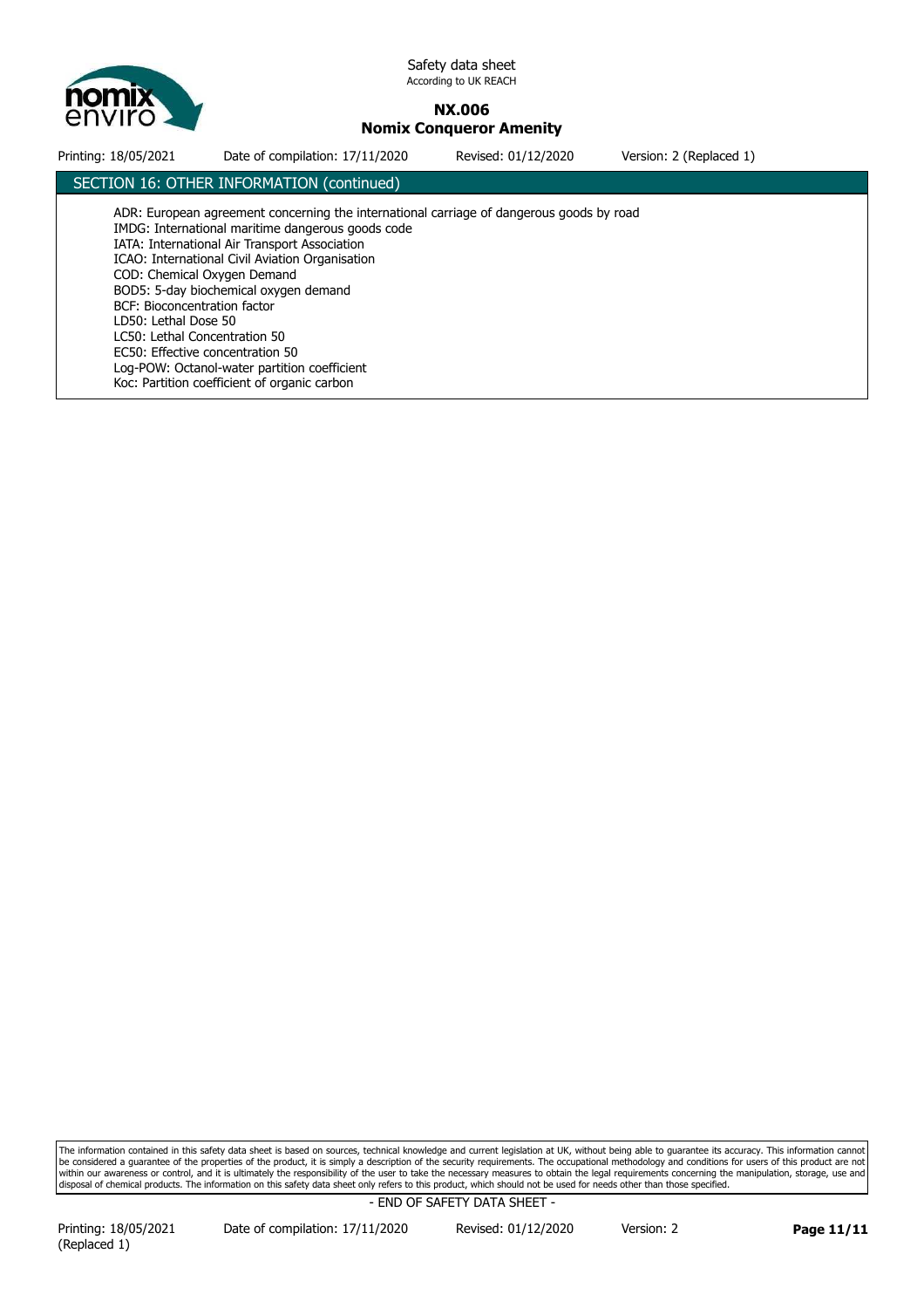## SECTION 16: OTHER INFORMATION (continued)

ADR: European agreement concerning the international carriage of dangerous goods by road
IMDG: International maritime dangerous goods code
IATA: International Air Transport Association
ICAO: International Civil Aviation Organisation
COD: Chemical Oxygen Demand
BOD5: 5-day biochemical oxygen demand
BCF: Bioconcentration factor
LD50: Lethal Dose 50
LC50: Lethal Concentration 50
EC50: Effective concentration 50
Log-POW: Octanol-water partition coefficient
Koc: Partition coefficient of organic carbon

The information contained in this safety data sheet is based on sources, technical knowledge and current legislation at UK, without being able to guarantee its accuracy. This information cannot be considered a guarantee of the properties of the product, it is simply a description of the security requirements. The occupational methodology and conditions for users of this product are not within our awareness or control, and it is ultimately the responsibility of the user to take the necessary measures to obtain the legal requirements concerning the manipulation, storage, use and disposal of chemical products. The information on this safety data sheet only refers to this product, which should not be used for needs other than those specified.

- END OF SAFETY DATA SHEET -